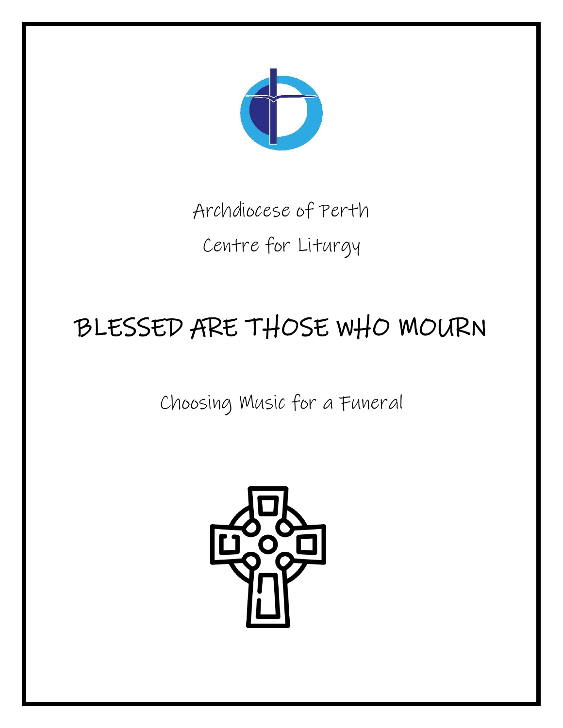Archdiocese of Perth

Centre for Liturgy

# BLESSED ARE THOSE WHO MOURN

Choosing Music for a Funeral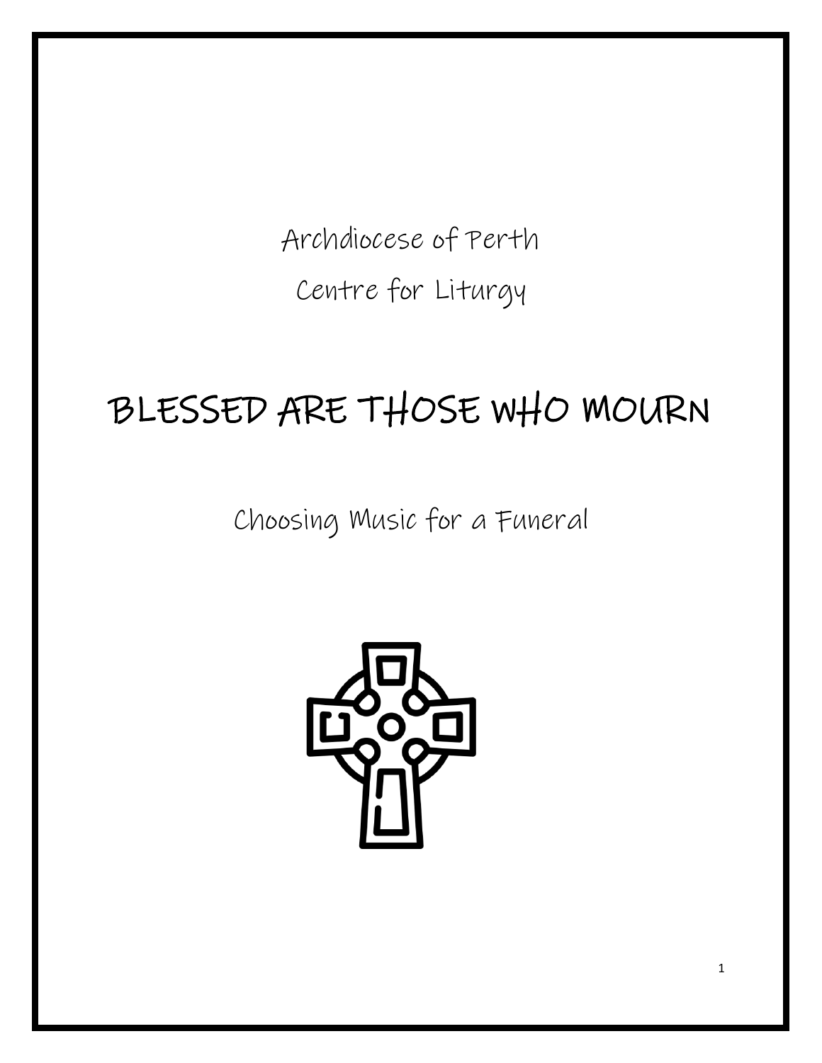Archdiocese of Perth

Centre for Liturgy

# BLESSED ARE THOSE WHO MOURN

Choosing Music for a Funeral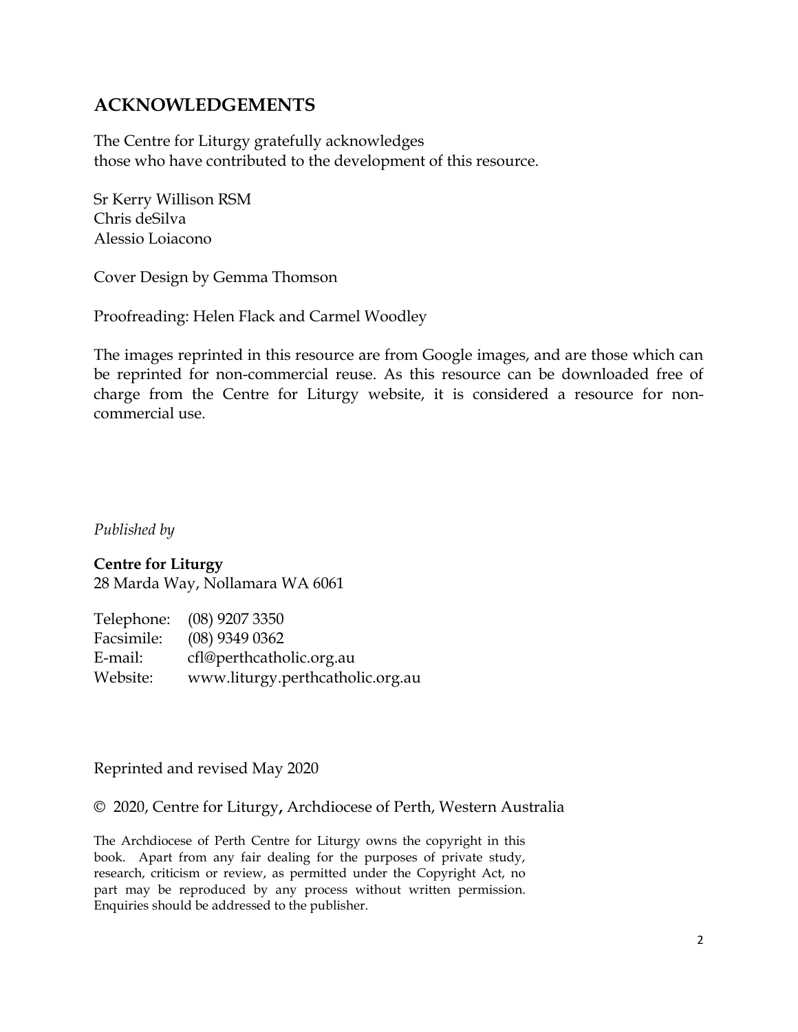## ACKNOWLEDGEMENTS

The Centre for Liturgy gratefully acknowledges
those who have contributed to the development of this resource.

Sr Kerry Willison RSM
Chris deSilva
Alessio Loiacono

Cover Design by Gemma Thomson

Proofreading: Helen Flack and Carmel Woodley

The images reprinted in this resource are from Google images, and are those which can be reprinted for non-commercial reuse. As this resource can be downloaded free of charge from the Centre for Liturgy website, it is considered a resource for non-commercial use.

*Published by*

**Centre for Liturgy**
28 Marda Way, Nollamara WA 6061

Telephone: (08) 9207 3350
Facsimile: (08) 9349 0362
E-mail: cfl@perthcatholic.org.au
Website: www.liturgy.perthcatholic.org.au

Reprinted and revised May 2020

© 2020, Centre for Liturgy**,** Archdiocese of Perth, Western Australia

The Archdiocese of Perth Centre for Liturgy owns the copyright in this book. Apart from any fair dealing for the purposes of private study, research, criticism or review, as permitted under the Copyright Act, no part may be reproduced by any process without written permission. Enquiries should be addressed to the publisher.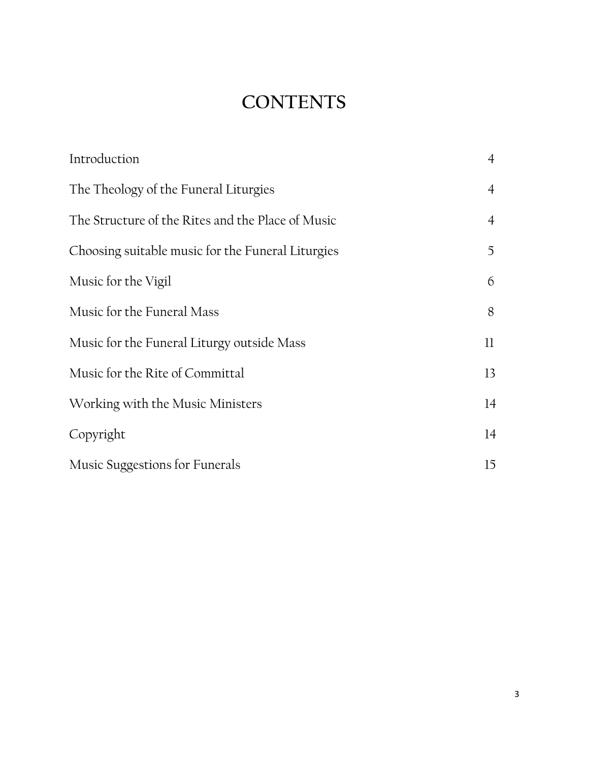# CONTENTS

| | |
|---|---|
| Introduction | 4 |
| The Theology of the Funeral Liturgies | 4 |
| The Structure of the Rites and the Place of Music | 4 |
| Choosing suitable music for the Funeral Liturgies | 5 |
| Music for the Vigil | 6 |
| Music for the Funeral Mass | 8 |
| Music for the Funeral Liturgy outside Mass | 11 |
| Music for the Rite of Committal | 13 |
| Working with the Music Ministers | 14 |
| Copyright | 14 |
| Music Suggestions for Funerals | 15 |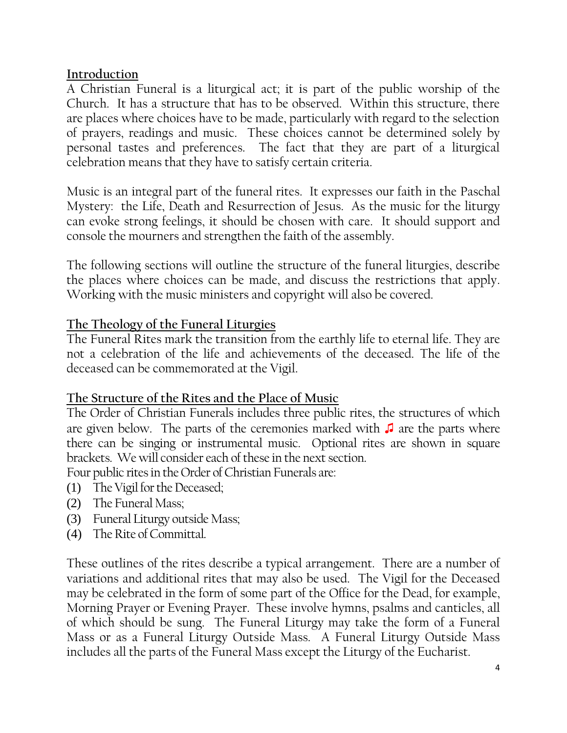## Introduction

A Christian Funeral is a liturgical act; it is part of the public worship of the Church. It has a structure that has to be observed. Within this structure, there are places where choices have to be made, particularly with regard to the selection of prayers, readings and music. These choices cannot be determined solely by personal tastes and preferences. The fact that they are part of a liturgical celebration means that they have to satisfy certain criteria.

Music is an integral part of the funeral rites. It expresses our faith in the Paschal Mystery: the Life, Death and Resurrection of Jesus. As the music for the liturgy can evoke strong feelings, it should be chosen with care. It should support and console the mourners and strengthen the faith of the assembly.

The following sections will outline the structure of the funeral liturgies, describe the places where choices can be made, and discuss the restrictions that apply. Working with the music ministers and copyright will also be covered.

## The Theology of the Funeral Liturgies

The Funeral Rites mark the transition from the earthly life to eternal life. They are not a celebration of the life and achievements of the deceased. The life of the deceased can be commemorated at the Vigil.

## The Structure of the Rites and the Place of Music

The Order of Christian Funerals includes three public rites, the structures of which are given below. The parts of the ceremonies marked with ♫ are the parts where there can be singing or instrumental music. Optional rites are shown in square brackets. We will consider each of these in the next section.

Four public rites in the Order of Christian Funerals are:

(1) The Vigil for the Deceased;
(2) The Funeral Mass;
(3) Funeral Liturgy outside Mass;
(4) The Rite of Committal.

These outlines of the rites describe a typical arrangement. There are a number of variations and additional rites that may also be used. The Vigil for the Deceased may be celebrated in the form of some part of the Office for the Dead, for example, Morning Prayer or Evening Prayer. These involve hymns, psalms and canticles, all of which should be sung. The Funeral Liturgy may take the form of a Funeral Mass or as a Funeral Liturgy Outside Mass. A Funeral Liturgy Outside Mass includes all the parts of the Funeral Mass except the Liturgy of the Eucharist.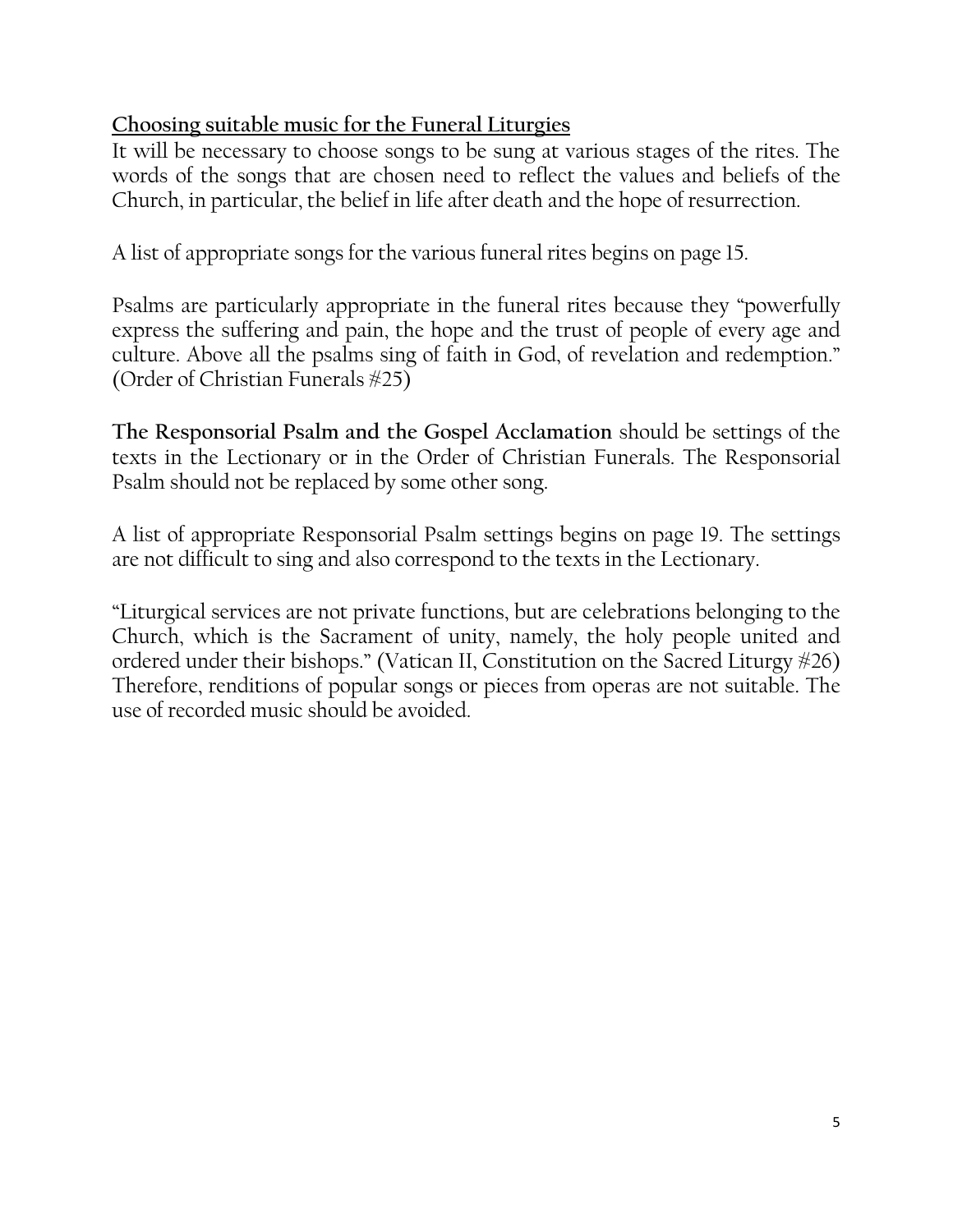## Choosing suitable music for the Funeral Liturgies

It will be necessary to choose songs to be sung at various stages of the rites. The words of the songs that are chosen need to reflect the values and beliefs of the Church, in particular, the belief in life after death and the hope of resurrection.

A list of appropriate songs for the various funeral rites begins on page 15.

Psalms are particularly appropriate in the funeral rites because they "powerfully express the suffering and pain, the hope and the trust of people of every age and culture. Above all the psalms sing of faith in God, of revelation and redemption." (Order of Christian Funerals #25)

**The Responsorial Psalm and the Gospel Acclamation** should be settings of the texts in the Lectionary or in the Order of Christian Funerals. The Responsorial Psalm should not be replaced by some other song.

A list of appropriate Responsorial Psalm settings begins on page 19. The settings are not difficult to sing and also correspond to the texts in the Lectionary.

"Liturgical services are not private functions, but are celebrations belonging to the Church, which is the Sacrament of unity, namely, the holy people united and ordered under their bishops." (Vatican II, Constitution on the Sacred Liturgy #26) Therefore, renditions of popular songs or pieces from operas are not suitable. The use of recorded music should be avoided.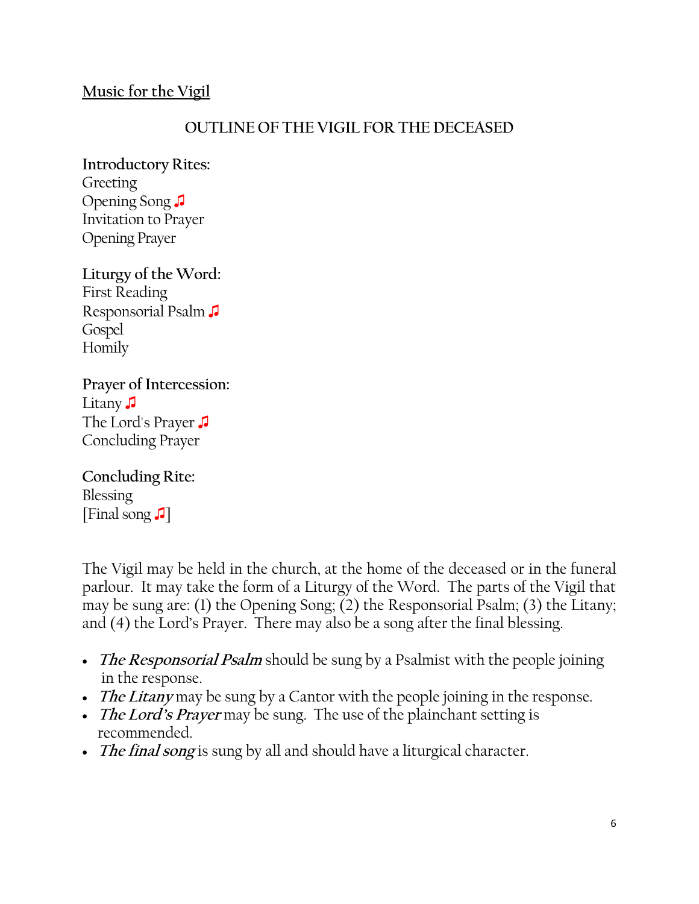## Music for the Vigil

### OUTLINE OF THE VIGIL FOR THE DECEASED

**Introductory Rites:**
Greeting
Opening Song ♫
Invitation to Prayer
Opening Prayer

**Liturgy of the Word:**
First Reading
Responsorial Psalm ♫
Gospel
Homily

**Prayer of Intercession:**
Litany ♫
The Lord's Prayer ♫
Concluding Prayer

**Concluding Rite:**
Blessing
[Final song ♫]

The Vigil may be held in the church, at the home of the deceased or in the funeral parlour. It may take the form of a Liturgy of the Word. The parts of the Vigil that may be sung are: (1) the Opening Song; (2) the Responsorial Psalm; (3) the Litany; and (4) the Lord's Prayer. There may also be a song after the final blessing.

- ***The Responsorial Psalm*** should be sung by a Psalmist with the people joining in the response.
- ***The Litany*** may be sung by a Cantor with the people joining in the response.
- ***The Lord's Prayer*** may be sung. The use of the plainchant setting is recommended.
- ***The final song*** is sung by all and should have a liturgical character.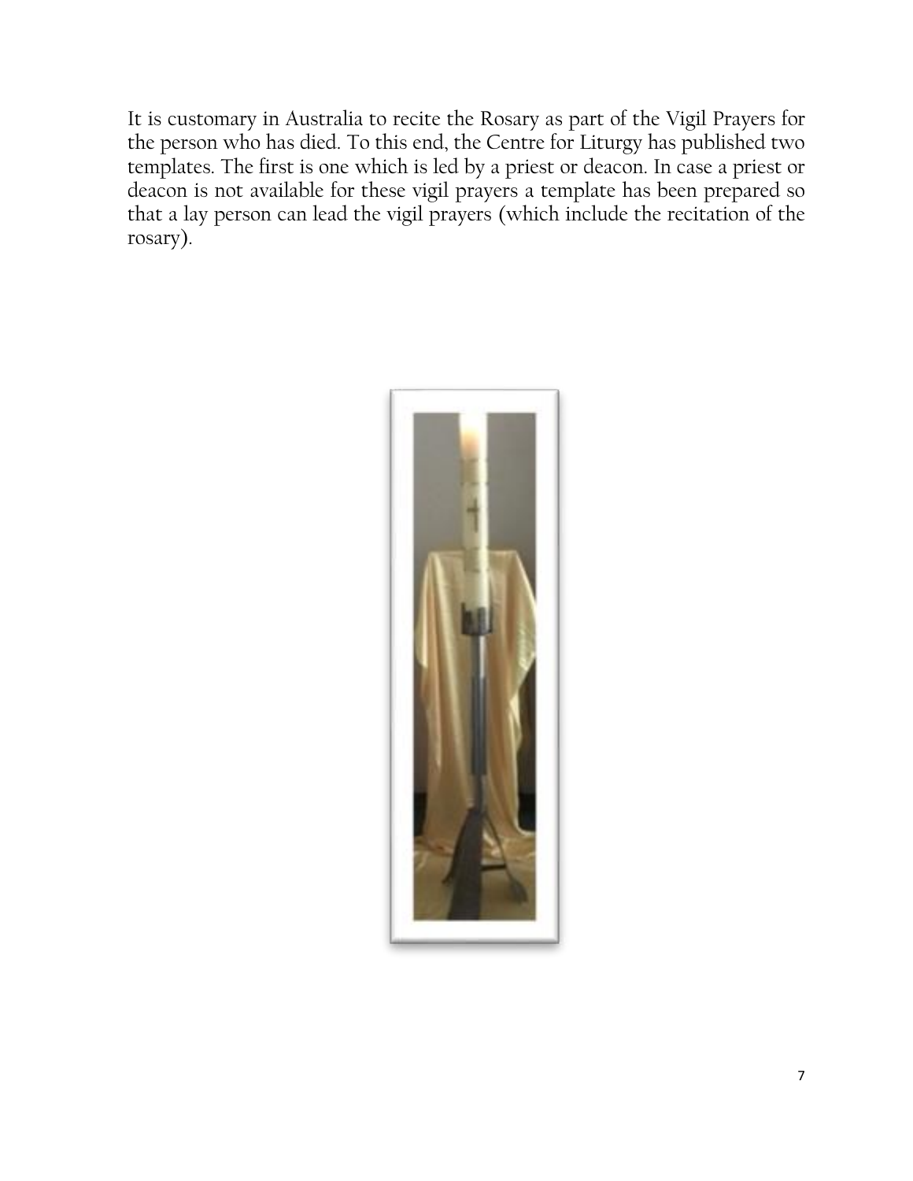It is customary in Australia to recite the Rosary as part of the Vigil Prayers for the person who has died. To this end, the Centre for Liturgy has published two templates. The first is one which is led by a priest or deacon. In case a priest or deacon is not available for these vigil prayers a template has been prepared so that a lay person can lead the vigil prayers (which include the recitation of the rosary).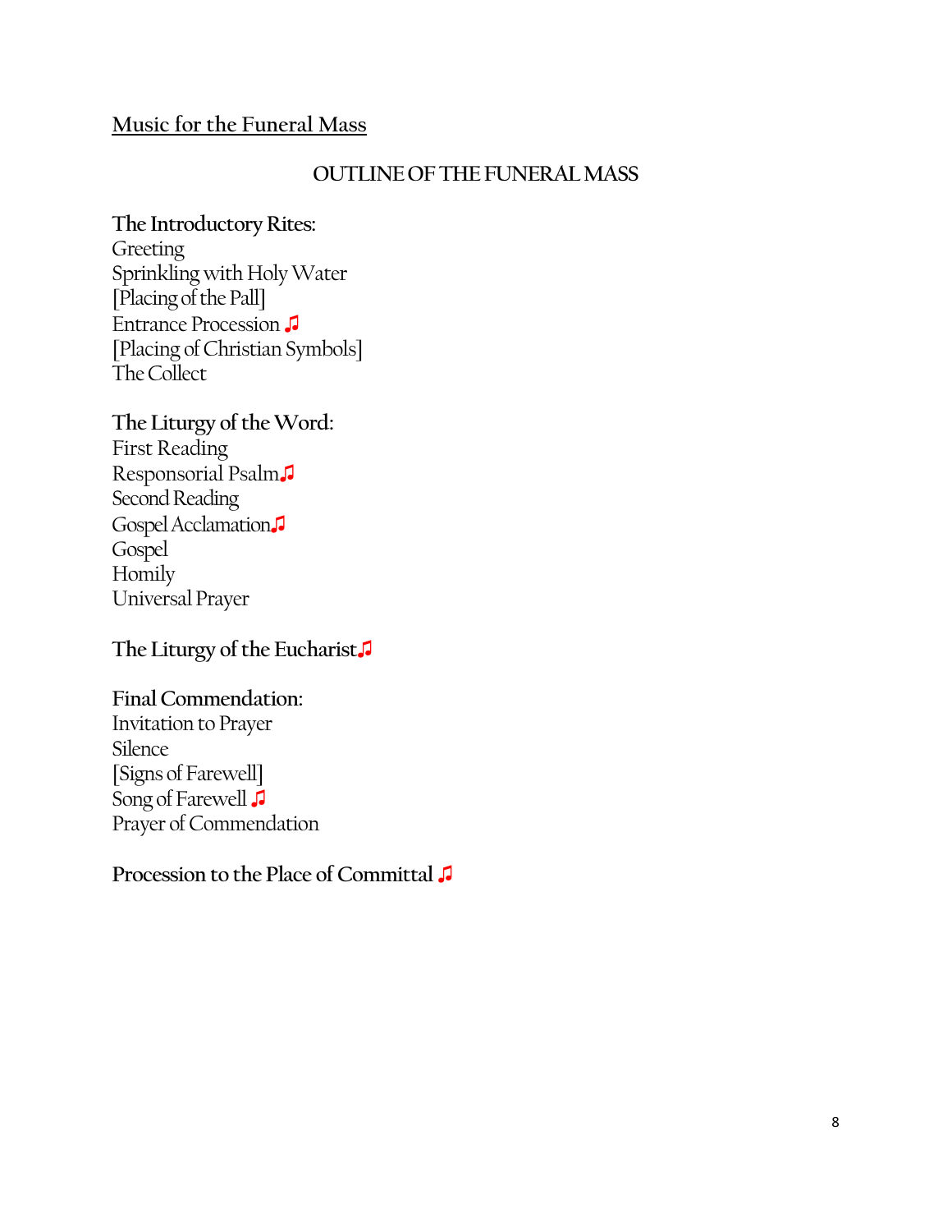## Music for the Funeral Mass

### OUTLINE OF THE FUNERAL MASS

**The Introductory Rites:**
Greeting
Sprinkling with Holy Water
[Placing of the Pall]
Entrance Procession ♫
[Placing of Christian Symbols]
The Collect

**The Liturgy of the Word:**
First Reading
Responsorial Psalm♫
Second Reading
Gospel Acclamation♫
Gospel
Homily
Universal Prayer

**The Liturgy of the Eucharist♫**

**Final Commendation:**
Invitation to Prayer
Silence
[Signs of Farewell]
Song of Farewell ♫
Prayer of Commendation

**Procession to the Place of Committal ♫**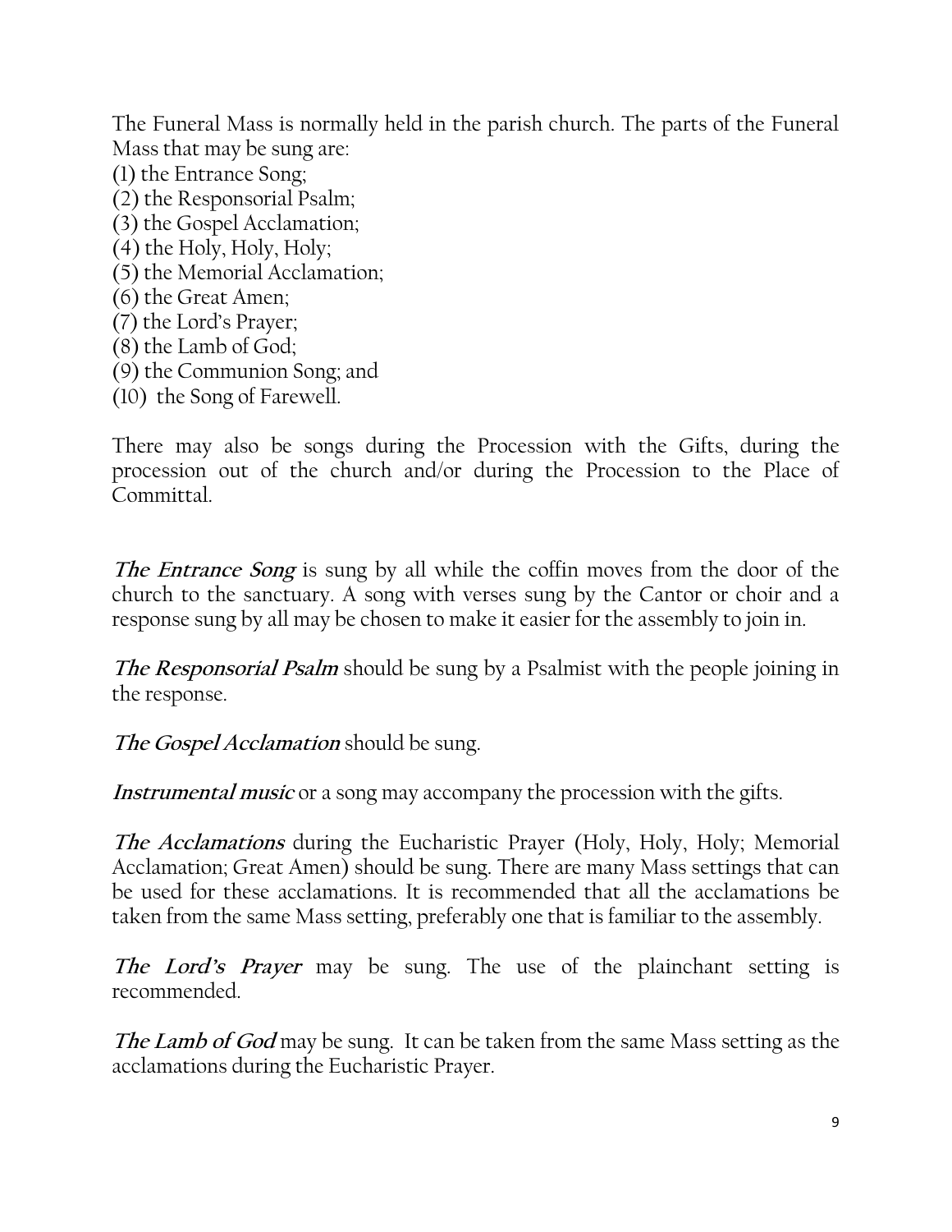The Funeral Mass is normally held in the parish church. The parts of the Funeral Mass that may be sung are:

(1) the Entrance Song;
(2) the Responsorial Psalm;
(3) the Gospel Acclamation;
(4) the Holy, Holy, Holy;
(5) the Memorial Acclamation;
(6) the Great Amen;
(7) the Lord's Prayer;
(8) the Lamb of God;
(9) the Communion Song; and
(10) the Song of Farewell.

There may also be songs during the Procession with the Gifts, during the procession out of the church and/or during the Procession to the Place of Committal.

***The Entrance Song*** is sung by all while the coffin moves from the door of the church to the sanctuary. A song with verses sung by the Cantor or choir and a response sung by all may be chosen to make it easier for the assembly to join in.

***The Responsorial Psalm*** should be sung by a Psalmist with the people joining in the response.

***The Gospel Acclamation*** should be sung.

***Instrumental music*** or a song may accompany the procession with the gifts.

***The Acclamations*** during the Eucharistic Prayer (Holy, Holy, Holy; Memorial Acclamation; Great Amen) should be sung. There are many Mass settings that can be used for these acclamations. It is recommended that all the acclamations be taken from the same Mass setting, preferably one that is familiar to the assembly.

***The Lord's Prayer*** may be sung. The use of the plainchant setting is recommended.

***The Lamb of God*** may be sung. It can be taken from the same Mass setting as the acclamations during the Eucharistic Prayer.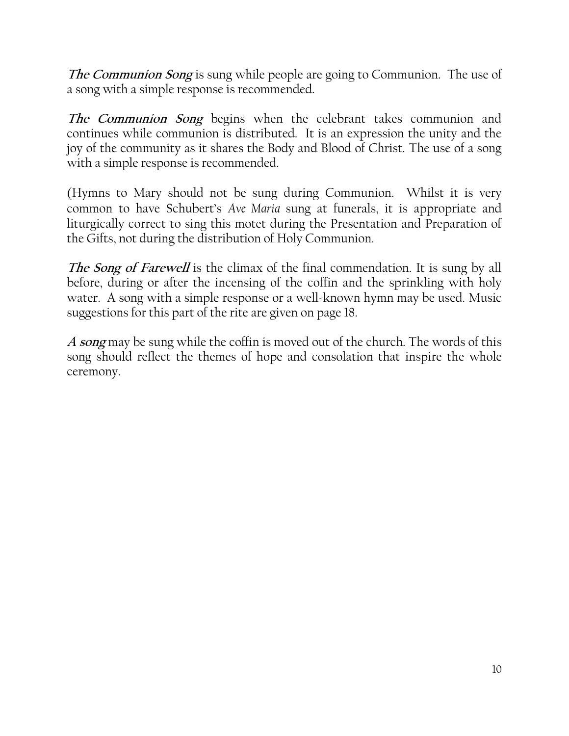***The Communion Song*** is sung while people are going to Communion. The use of a song with a simple response is recommended.

***The Communion Song*** begins when the celebrant takes communion and continues while communion is distributed. It is an expression the unity and the joy of the community as it shares the Body and Blood of Christ. The use of a song with a simple response is recommended.

(Hymns to Mary should not be sung during Communion. Whilst it is very common to have Schubert's *Ave Maria* sung at funerals, it is appropriate and liturgically correct to sing this motet during the Presentation and Preparation of the Gifts, not during the distribution of Holy Communion.

***The Song of Farewell*** is the climax of the final commendation. It is sung by all before, during or after the incensing of the coffin and the sprinkling with holy water. A song with a simple response or a well-known hymn may be used. Music suggestions for this part of the rite are given on page 18.

***A song*** may be sung while the coffin is moved out of the church. The words of this song should reflect the themes of hope and consolation that inspire the whole ceremony.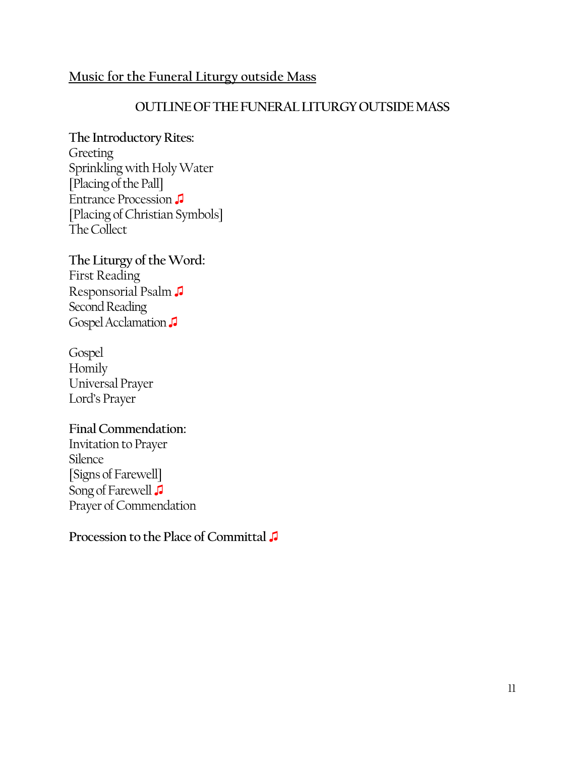<u>Music for the Funeral Liturgy outside Mass</u>

## OUTLINE OF THE FUNERAL LITURGY OUTSIDE MASS

**The Introductory Rites:**
Greeting
Sprinkling with Holy Water
[Placing of the Pall]
Entrance Procession ♫
[Placing of Christian Symbols]
The Collect

**The Liturgy of the Word:**
First Reading
Responsorial Psalm ♫
Second Reading
Gospel Acclamation ♫

Gospel
Homily
Universal Prayer
Lord's Prayer

**Final Commendation:**
Invitation to Prayer
Silence
[Signs of Farewell]
Song of Farewell ♫
Prayer of Commendation

**Procession to the Place of Committal** ♫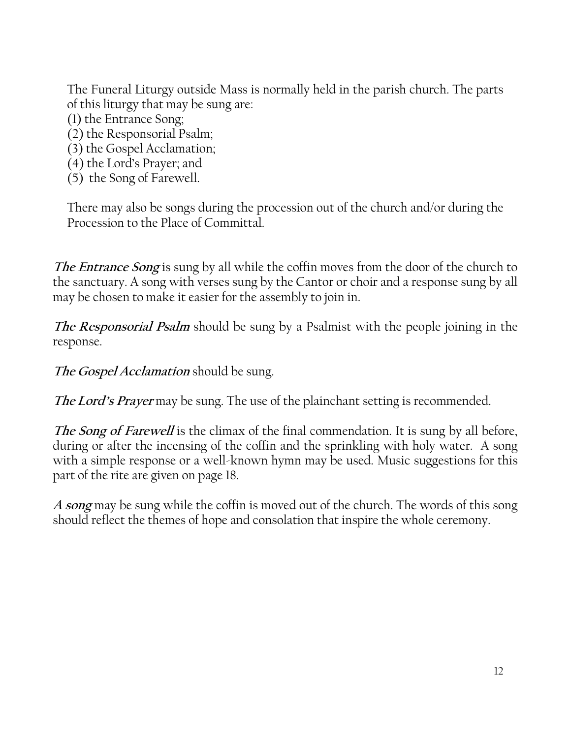The Funeral Liturgy outside Mass is normally held in the parish church. The parts of this liturgy that may be sung are:
(1) the Entrance Song;
(2) the Responsorial Psalm;
(3) the Gospel Acclamation;
(4) the Lord's Prayer; and
(5) the Song of Farewell.

There may also be songs during the procession out of the church and/or during the Procession to the Place of Committal.

***The Entrance Song*** is sung by all while the coffin moves from the door of the church to the sanctuary. A song with verses sung by the Cantor or choir and a response sung by all may be chosen to make it easier for the assembly to join in.

***The Responsorial Psalm*** should be sung by a Psalmist with the people joining in the response.

***The Gospel Acclamation*** should be sung.

***The Lord's Prayer*** may be sung. The use of the plainchant setting is recommended.

***The Song of Farewell*** is the climax of the final commendation. It is sung by all before, during or after the incensing of the coffin and the sprinkling with holy water. A song with a simple response or a well-known hymn may be used. Music suggestions for this part of the rite are given on page 18.

***A song*** may be sung while the coffin is moved out of the church. The words of this song should reflect the themes of hope and consolation that inspire the whole ceremony.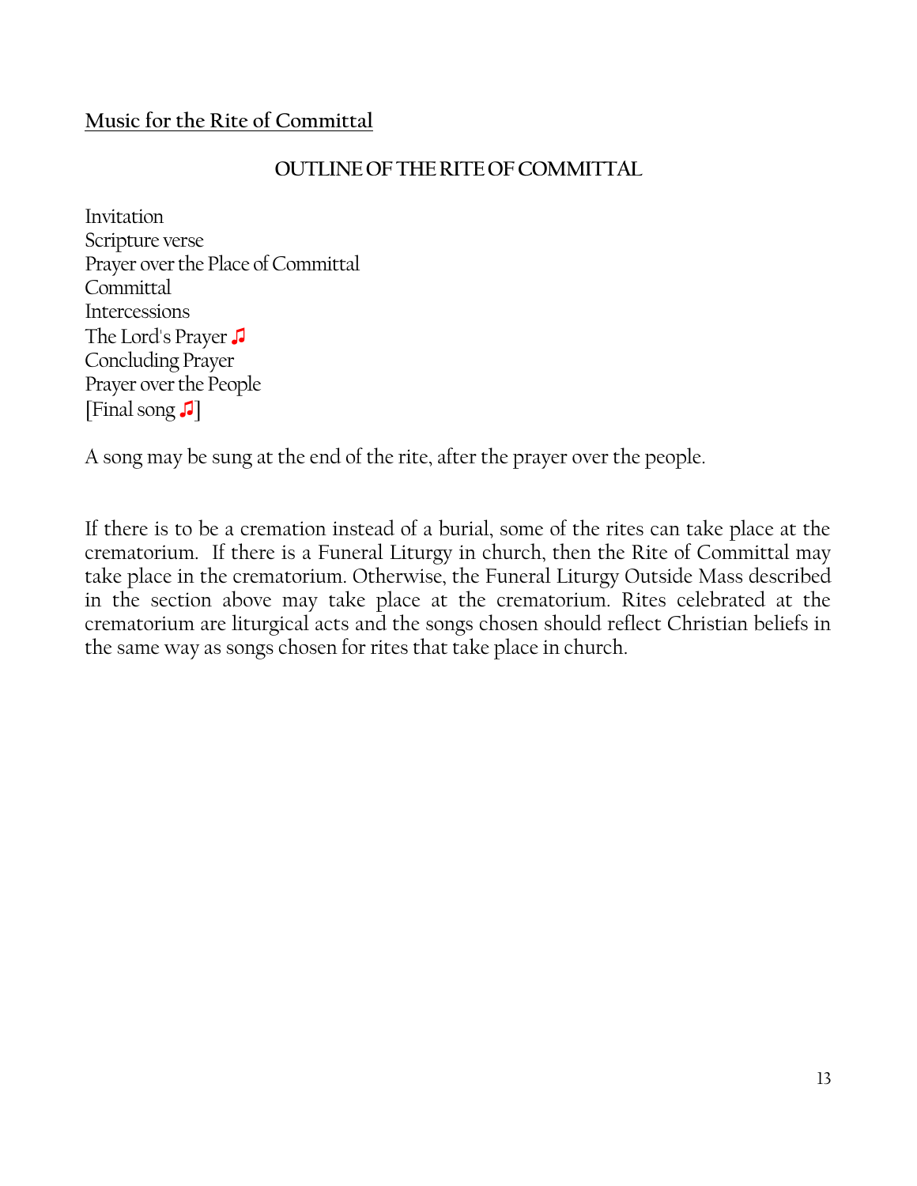## Music for the Rite of Committal

### OUTLINE OF THE RITE OF COMMITTAL

Invitation
Scripture verse
Prayer over the Place of Committal
Committal
Intercessions
The Lord's Prayer ♫
Concluding Prayer
Prayer over the People
[Final song ♫]

A song may be sung at the end of the rite, after the prayer over the people.

If there is to be a cremation instead of a burial, some of the rites can take place at the crematorium. If there is a Funeral Liturgy in church, then the Rite of Committal may take place in the crematorium. Otherwise, the Funeral Liturgy Outside Mass described in the section above may take place at the crematorium. Rites celebrated at the crematorium are liturgical acts and the songs chosen should reflect Christian beliefs in the same way as songs chosen for rites that take place in church.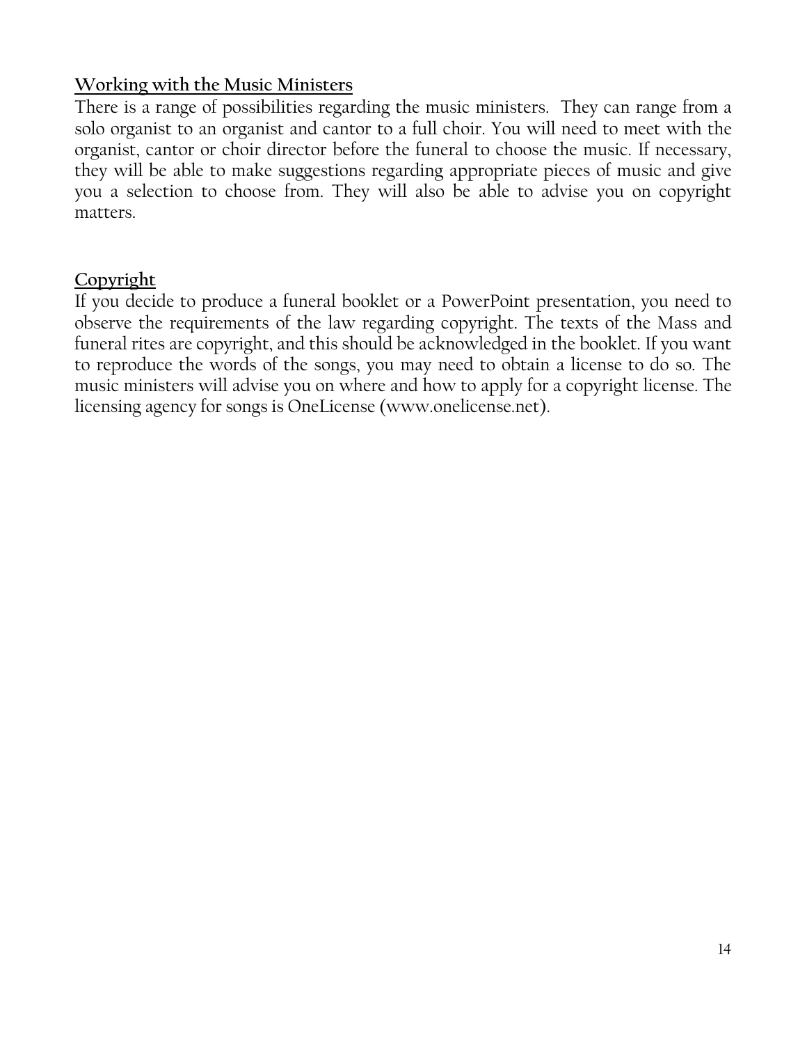## Working with the Music Ministers

There is a range of possibilities regarding the music ministers. They can range from a solo organist to an organist and cantor to a full choir. You will need to meet with the organist, cantor or choir director before the funeral to choose the music. If necessary, they will be able to make suggestions regarding appropriate pieces of music and give you a selection to choose from. They will also be able to advise you on copyright matters.

## Copyright

If you decide to produce a funeral booklet or a PowerPoint presentation, you need to observe the requirements of the law regarding copyright. The texts of the Mass and funeral rites are copyright, and this should be acknowledged in the booklet. If you want to reproduce the words of the songs, you may need to obtain a license to do so. The music ministers will advise you on where and how to apply for a copyright license. The licensing agency for songs is OneLicense (www.onelicense.net).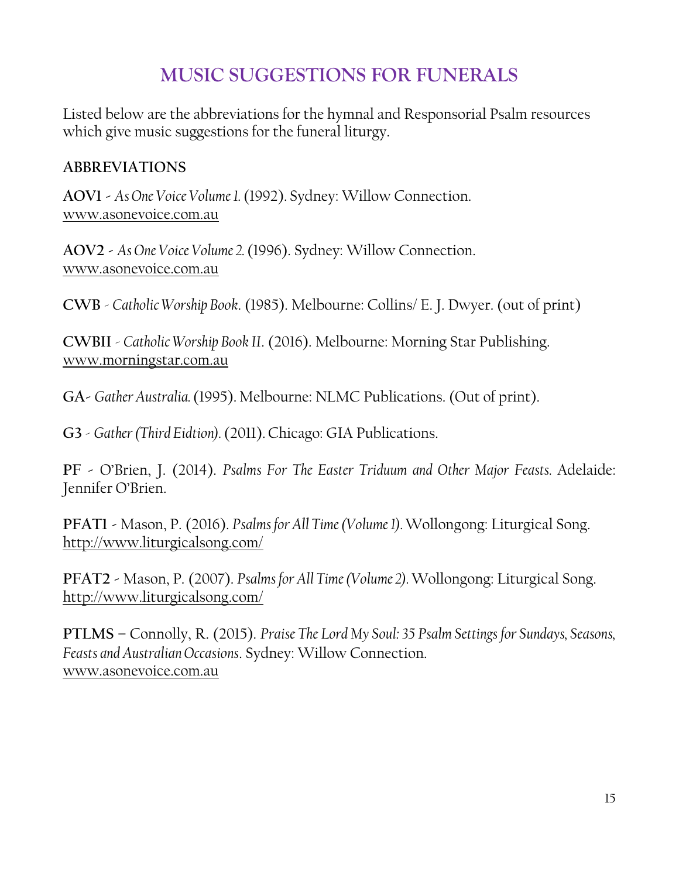# MUSIC SUGGESTIONS FOR FUNERALS

Listed below are the abbreviations for the hymnal and Responsorial Psalm resources which give music suggestions for the funeral liturgy.

## ABBREVIATIONS

**AOV1** - *As One Voice Volume 1.* (1992). Sydney: Willow Connection. www.asonevoice.com.au

**AOV2** - *As One Voice Volume 2.* (1996). Sydney: Willow Connection. www.asonevoice.com.au

**CWB** - *Catholic Worship Book*. (1985). Melbourne: Collins/ E. J. Dwyer. (out of print)

**CWBII** - *Catholic Worship Book II.* (2016). Melbourne: Morning Star Publishing. www.morningstar.com.au

**GA**- *Gather Australia.* (1995). Melbourne: NLMC Publications. (Out of print).

**G3** - *Gather (Third Eidtion).* (2011). Chicago: GIA Publications.

**PF** - O'Brien, J. (2014). *Psalms For The Easter Triduum and Other Major Feasts.* Adelaide: Jennifer O'Brien.

**PFAT1** - Mason, P. (2016). *Psalms for All Time (Volume 1).* Wollongong: Liturgical Song. http://www.liturgicalsong.com/

**PFAT2** - Mason, P. (2007). *Psalms for All Time (Volume 2).* Wollongong: Liturgical Song. http://www.liturgicalsong.com/

**PTLMS** – Connolly, R. (2015). *Praise The Lord My Soul: 35 Psalm Settings for Sundays, Seasons, Feasts and Australian Occasions*. Sydney: Willow Connection. www.asonevoice.com.au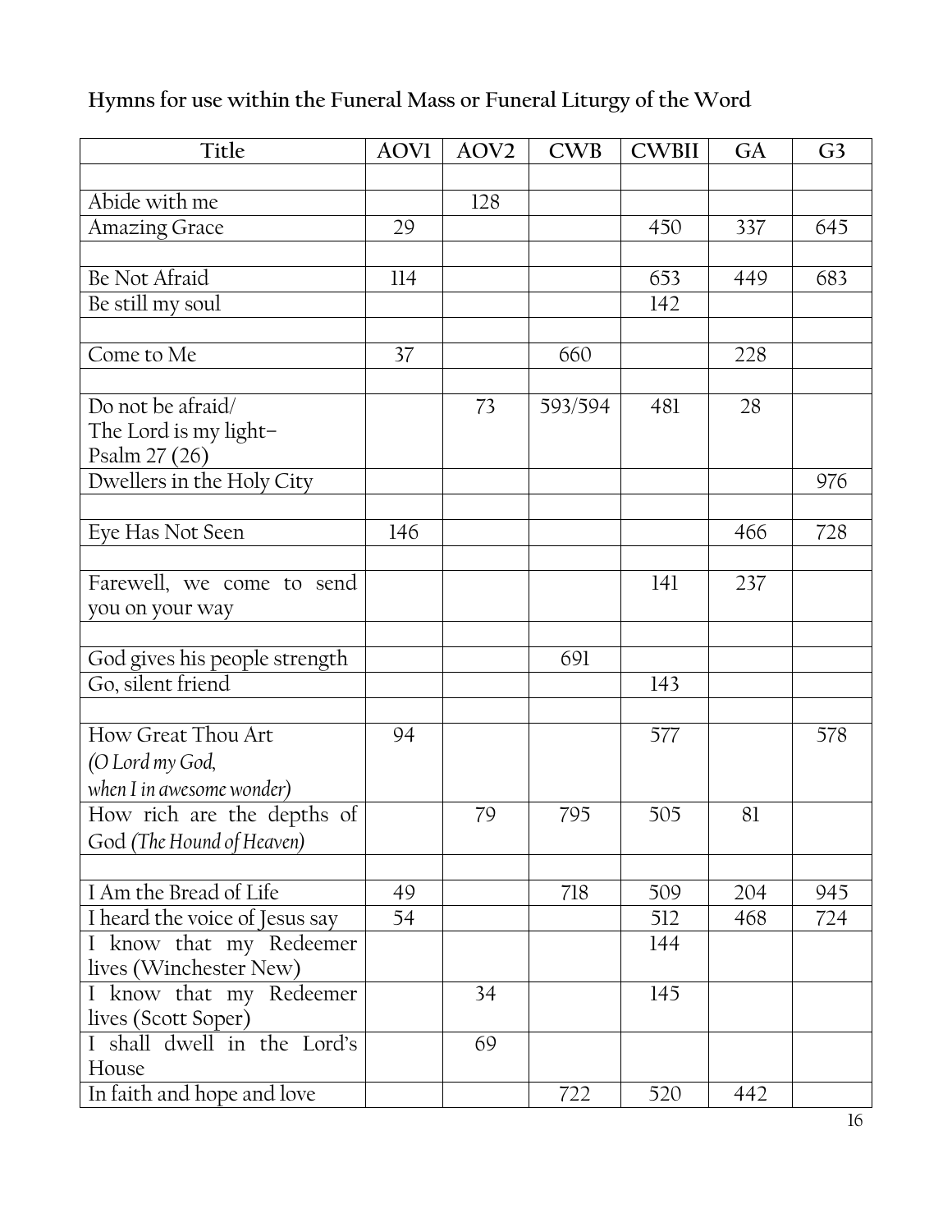**Hymns for use within the Funeral Mass or Funeral Liturgy of the Word**

| Title | AOV1 | AOV2 | CWB | CWBII | GA | G3 |
|---|---|---|---|---|---|---|
| | | | | | | |
| Abide with me | | 128 | | | | |
| Amazing Grace | 29 | | | 450 | 337 | 645 |
| | | | | | | |
| Be Not Afraid | 114 | | | 653 | 449 | 683 |
| Be still my soul | | | | 142 | | |
| | | | | | | |
| Come to Me | 37 | | 660 | | 228 | |
| | | | | | | |
| Do not be afraid/ The Lord is my light– Psalm 27 (26) | | 73 | 593/594 | 481 | 28 | |
| Dwellers in the Holy City | | | | | | 976 |
| | | | | | | |
| Eye Has Not Seen | 146 | | | | 466 | 728 |
| | | | | | | |
| Farewell, we come to send you on your way | | | | 141 | 237 | |
| | | | | | | |
| God gives his people strength | | | 691 | | | |
| Go, silent friend | | | | 143 | | |
| | | | | | | |
| How Great Thou Art *(O Lord my God, when I in awesome wonder)* | 94 | | | 577 | | 578 |
| How rich are the depths of God *(The Hound of Heaven)* | | 79 | 795 | 505 | 81 | |
| | | | | | | |
| I Am the Bread of Life | 49 | | 718 | 509 | 204 | 945 |
| I heard the voice of Jesus say | 54 | | | 512 | 468 | 724 |
| I know that my Redeemer lives (Winchester New) | | | | 144 | | |
| I know that my Redeemer lives (Scott Soper) | | 34 | | 145 | | |
| I shall dwell in the Lord's House | | 69 | | | | |
| In faith and hope and love | | | 722 | 520 | 442 | |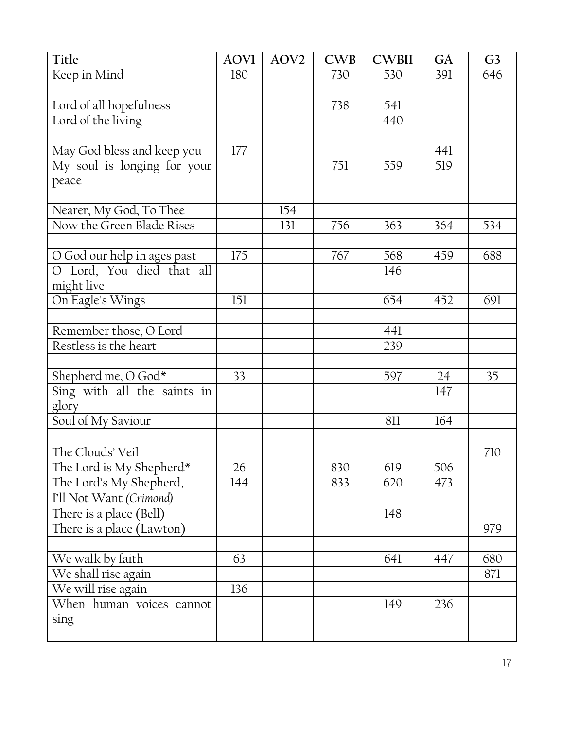| Title | AOV1 | AOV2 | CWB | CWBII | GA | G3 |
|---|---|---|---|---|---|---|
| Keep in Mind | 180 | | 730 | 530 | 391 | 646 |
| | | | | | | |
| Lord of all hopefulness | | | 738 | 541 | | |
| Lord of the living | | | | 440 | | |
| | | | | | | |
| May God bless and keep you | 177 | | | | 441 | |
| My soul is longing for your peace | | | 751 | 559 | 519 | |
| | | | | | | |
| Nearer, My God, To Thee | | 154 | | | | |
| Now the Green Blade Rises | | 131 | 756 | 363 | 364 | 534 |
| | | | | | | |
| O God our help in ages past | 175 | | 767 | 568 | 459 | 688 |
| O Lord, You died that all might live | | | | 146 | | |
| On Eagle's Wings | 151 | | | 654 | 452 | 691 |
| | | | | | | |
| Remember those, O Lord | | | | 441 | | |
| Restless is the heart | | | | 239 | | |
| | | | | | | |
| Shepherd me, O God* | 33 | | | 597 | 24 | 35 |
| Sing with all the saints in glory | | | | | 147 | |
| Soul of My Saviour | | | | 811 | 164 | |
| | | | | | | |
| The Clouds' Veil | | | | | | 710 |
| The Lord is My Shepherd* | 26 | | 830 | 619 | 506 | |
| The Lord's My Shepherd, I'll Not Want *(Crimond)* | 144 | | 833 | 620 | 473 | |
| There is a place (Bell) | | | | 148 | | |
| There is a place (Lawton) | | | | | | 979 |
| | | | | | | |
| We walk by faith | 63 | | | 641 | 447 | 680 |
| We shall rise again | | | | | | 871 |
| We will rise again | 136 | | | | | |
| When human voices cannot sing | | | | 149 | 236 | |
| | | | | | | |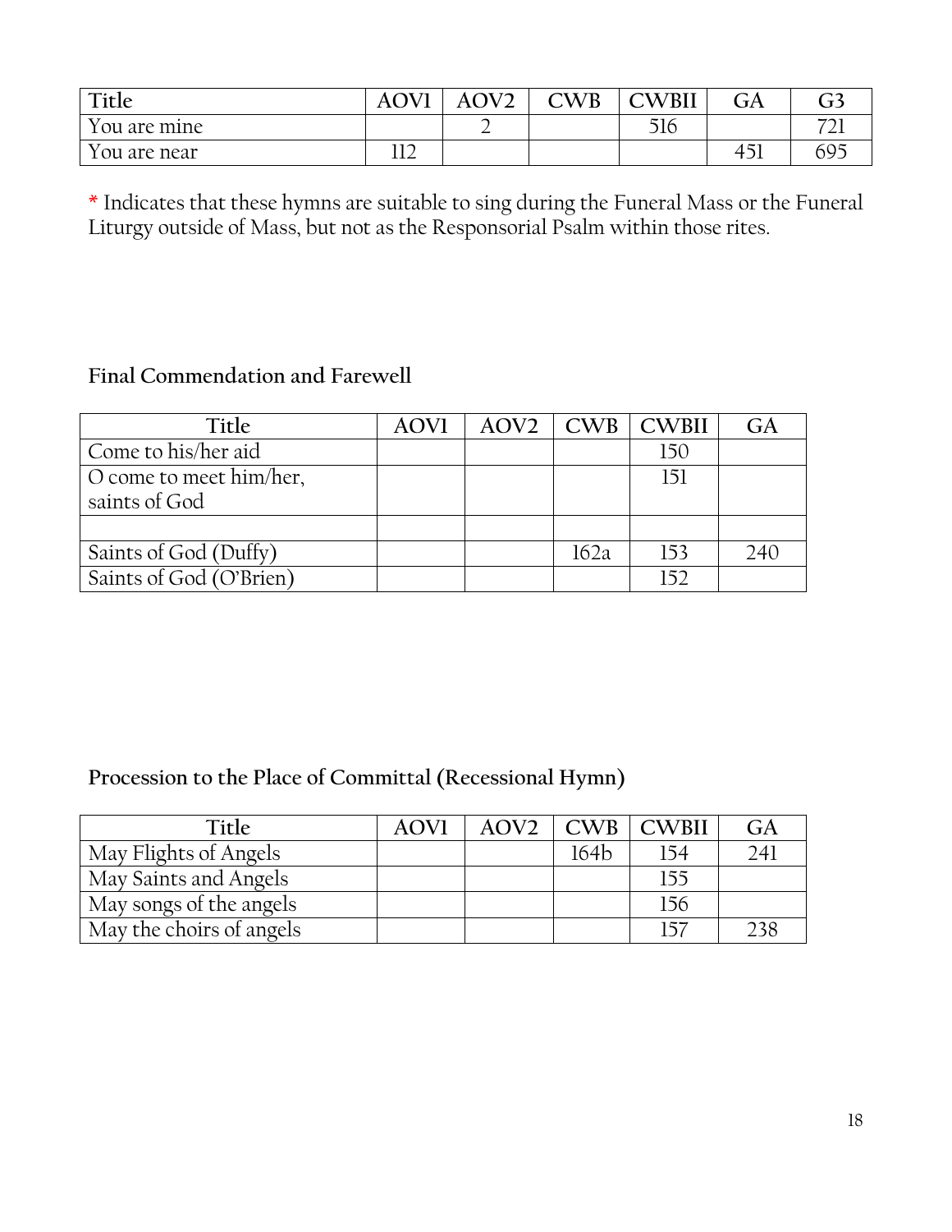| Title | AOV1 | AOV2 | CWB | CWBII | GA | G3 |
|---|---|---|---|---|---|---|
| You are mine | | 2 | | 516 | | 721 |
| You are near | 112 | | | | 451 | 695 |

* Indicates that these hymns are suitable to sing during the Funeral Mass or the Funeral Liturgy outside of Mass, but not as the Responsorial Psalm within those rites.

### Final Commendation and Farewell

| Title | AOV1 | AOV2 | CWB | CWBII | GA |
|---|---|---|---|---|---|
| Come to his/her aid | | | | 150 | |
| O come to meet him/her, saints of God | | | | 151 | |
| | | | | | |
| Saints of God (Duffy) | | | 162a | 153 | 240 |
| Saints of God (O'Brien) | | | | 152 | |

### Procession to the Place of Committal (Recessional Hymn)

| Title | AOV1 | AOV2 | CWB | CWBII | GA |
|---|---|---|---|---|---|
| May Flights of Angels | | | 164b | 154 | 241 |
| May Saints and Angels | | | | 155 | |
| May songs of the angels | | | | 156 | |
| May the choirs of angels | | | | 157 | 238 |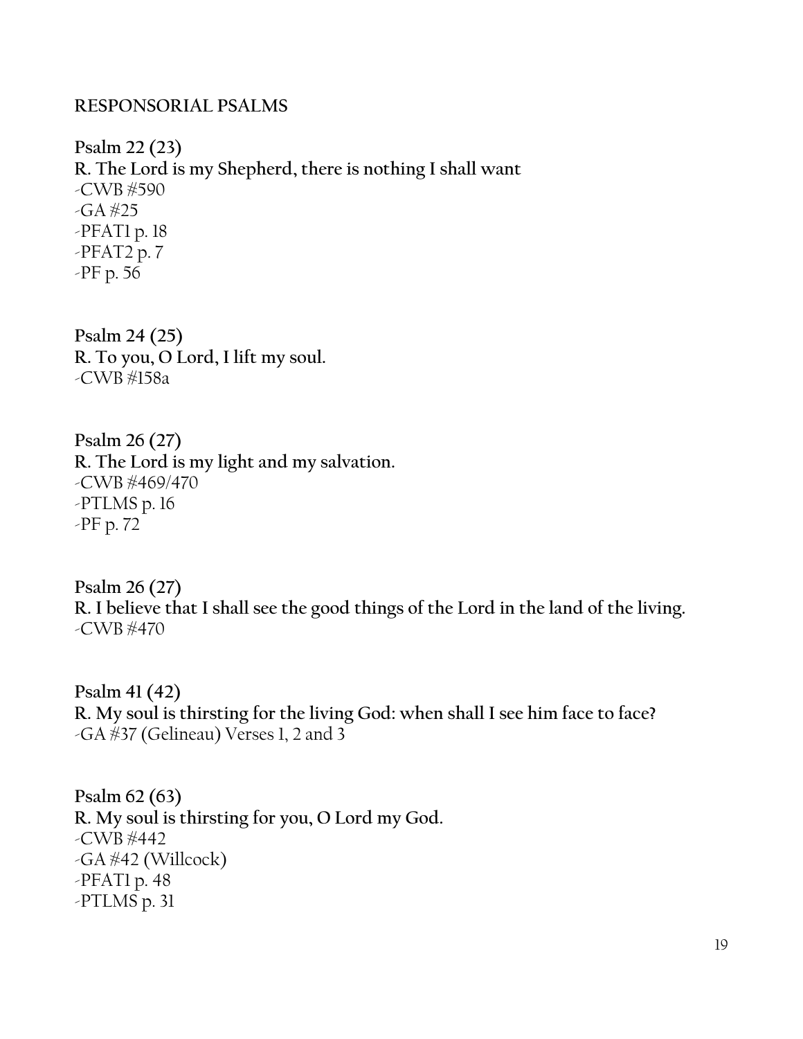## RESPONSORIAL PSALMS

**Psalm 22 (23)**
**R. The Lord is my Shepherd, there is nothing I shall want**
-CWB #590
-GA #25
-PFAT1 p. 18
-PFAT2 p. 7
-PF p. 56

**Psalm 24 (25)**
**R. To you, O Lord, I lift my soul.**
-CWB #158a

**Psalm 26 (27)**
**R. The Lord is my light and my salvation.**
-CWB #469/470
-PTLMS p. 16
-PF p. 72

**Psalm 26 (27)**
**R. I believe that I shall see the good things of the Lord in the land of the living.**
-CWB #470

**Psalm 41 (42)**
**R. My soul is thirsting for the living God: when shall I see him face to face?**
-GA #37 (Gelineau) Verses 1, 2 and 3

**Psalm 62 (63)**
**R. My soul is thirsting for you, O Lord my God.**
-CWB #442
-GA #42 (Willcock)
-PFAT1 p. 48
-PTLMS p. 31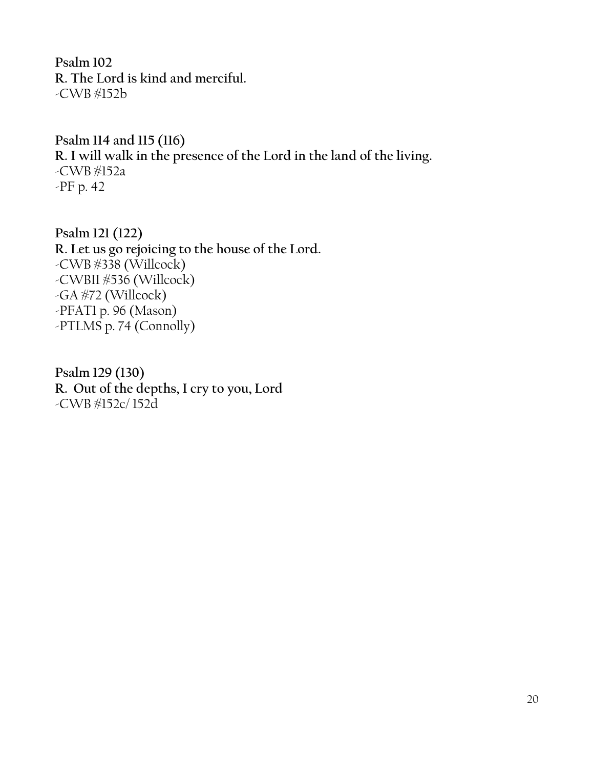**Psalm 102**
**R. The Lord is kind and merciful.**
-CWB #152b

**Psalm 114 and 115 (116)**
**R. I will walk in the presence of the Lord in the land of the living.**
-CWB #152a
-PF p. 42

**Psalm 121 (122)**
**R. Let us go rejoicing to the house of the Lord.**
-CWB #338 (Willcock)
-CWBII #536 (Willcock)
-GA #72 (Willcock)
-PFAT1 p. 96 (Mason)
-PTLMS p. 74 (Connolly)

**Psalm 129 (130)**
**R. Out of the depths, I cry to you, Lord**
-CWB #152c/ 152d